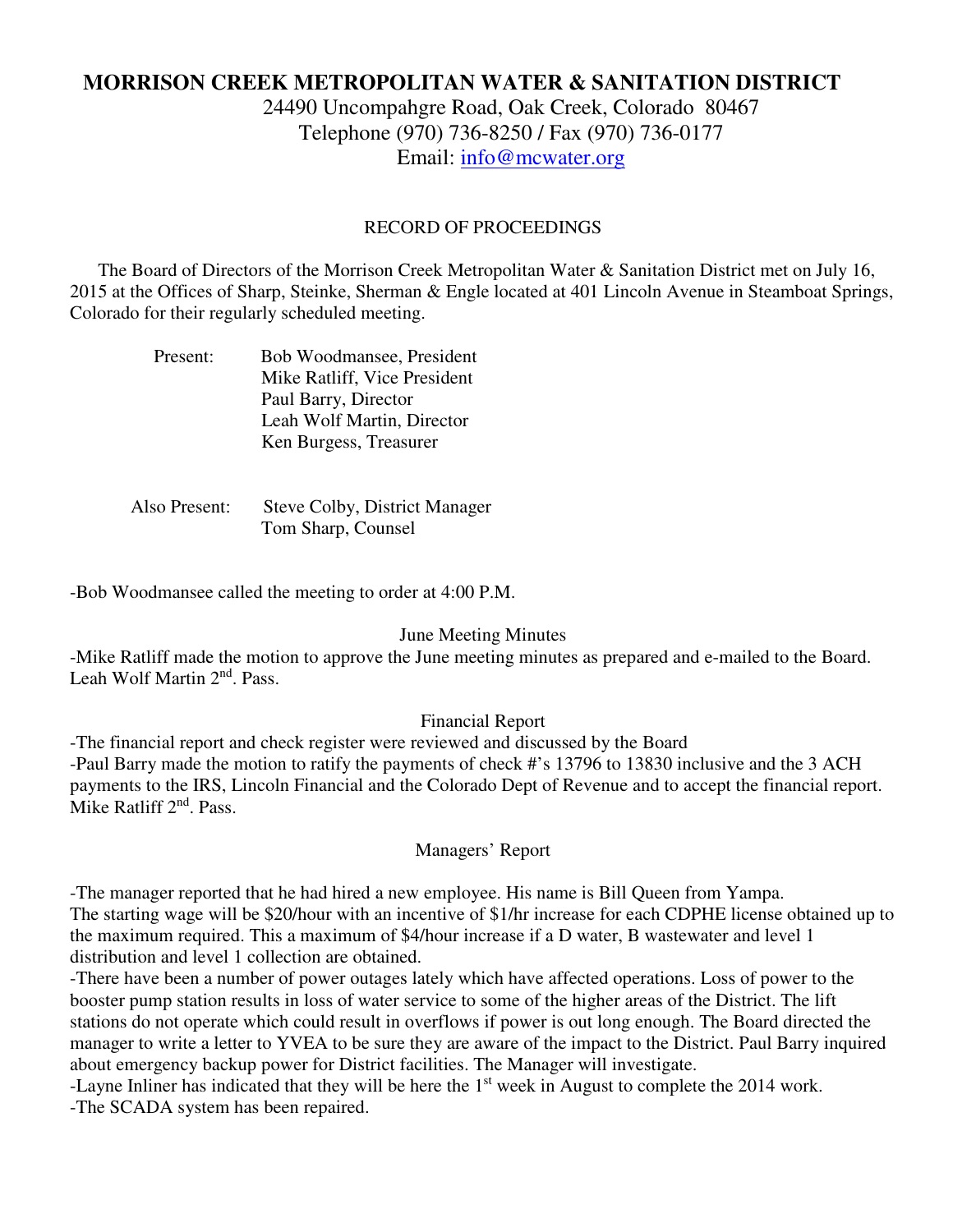# MORRISON CREEK METROPOLITAN WATER & SANITATION DISTRICT

24490 Uncompahgre Road, Oak Creek, Colorado 80467
Telephone (970) 736-8250 / Fax (970) 736-0177
Email: info@mcwater.org

RECORD OF PROCEEDINGS

The Board of Directors of the Morrison Creek Metropolitan Water & Sanitation District met on July 16, 2015 at the Offices of Sharp, Steinke, Sherman & Engle located at 401 Lincoln Avenue in Steamboat Springs, Colorado for their regularly scheduled meeting.

Present:
- Bob Woodmansee, President
- Mike Ratliff, Vice President
- Paul Barry, Director
- Leah Wolf Martin, Director
- Ken Burgess, Treasurer

Also Present:
- Steve Colby, District Manager
- Tom Sharp, Counsel

-Bob Woodmansee called the meeting to order at 4:00 P.M.

June Meeting Minutes

-Mike Ratliff made the motion to approve the June meeting minutes as prepared and e-mailed to the Board. Leah Wolf Martin 2nd. Pass.

Financial Report

-The financial report and check register were reviewed and discussed by the Board
-Paul Barry made the motion to ratify the payments of check #'s 13796 to 13830 inclusive and the 3 ACH payments to the IRS, Lincoln Financial and the Colorado Dept of Revenue and to accept the financial report. Mike Ratliff 2nd. Pass.

Managers' Report

-The manager reported that he had hired a new employee. His name is Bill Queen from Yampa.
The starting wage will be $20/hour with an incentive of $1/hr increase for each CDPHE license obtained up to the maximum required. This a maximum of $4/hour increase if a D water, B wastewater and level 1 distribution and level 1 collection are obtained.
-There have been a number of power outages lately which have affected operations. Loss of power to the booster pump station results in loss of water service to some of the higher areas of the District. The lift stations do not operate which could result in overflows if power is out long enough. The Board directed the manager to write a letter to YVEA to be sure they are aware of the impact to the District. Paul Barry inquired about emergency backup power for District facilities. The Manager will investigate.
-Layne Inliner has indicated that they will be here the 1st week in August to complete the 2014 work.
-The SCADA system has been repaired.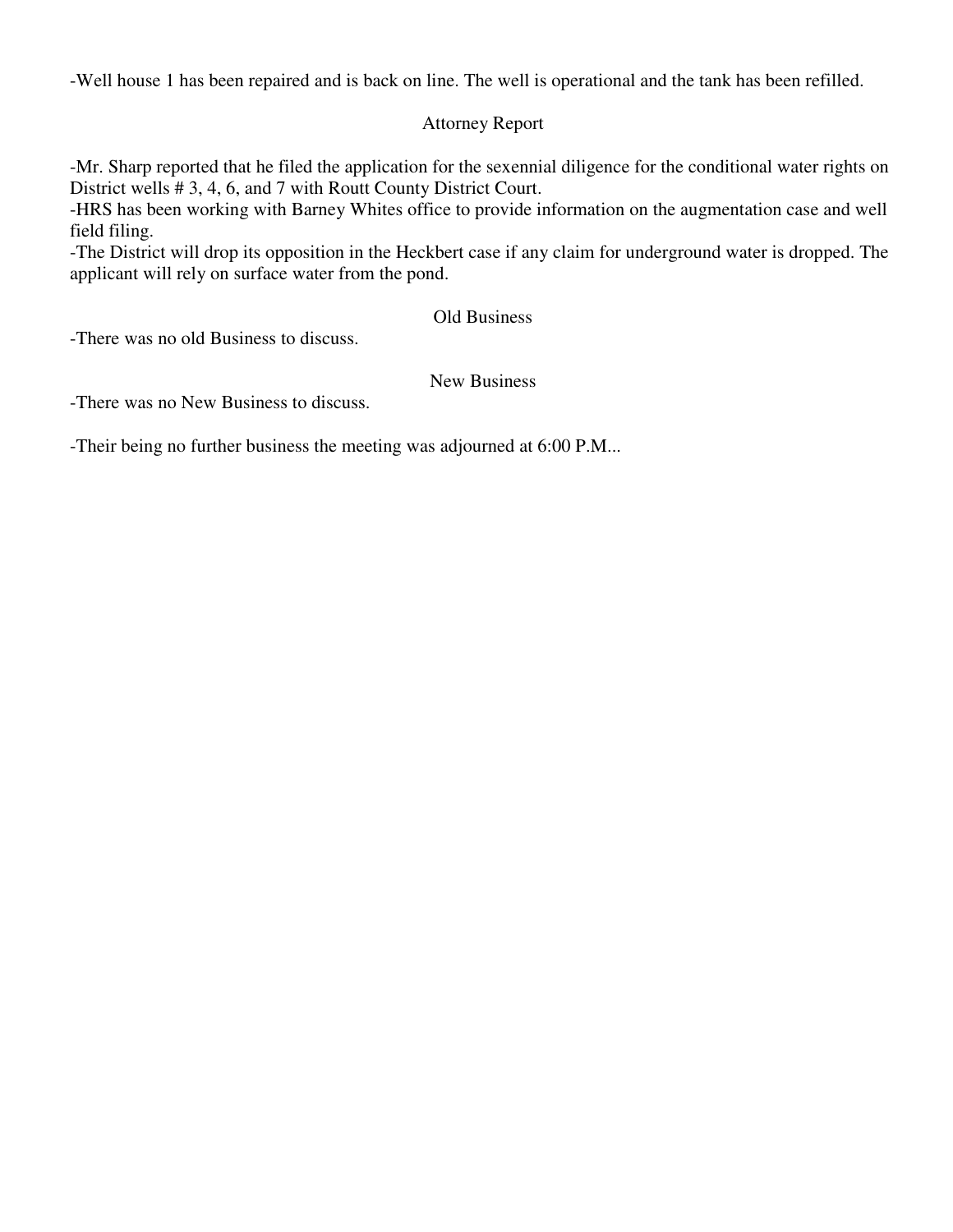-Well house 1 has been repaired and is back on line. The well is operational and the tank has been refilled.

## Attorney Report

-Mr. Sharp reported that he filed the application for the sexennial diligence for the conditional water rights on District wells # 3, 4, 6, and 7 with Routt County District Court.
-HRS has been working with Barney Whites office to provide information on the augmentation case and well field filing.
-The District will drop its opposition in the Heckbert case if any claim for underground water is dropped. The applicant will rely on surface water from the pond.

## Old Business

-There was no old Business to discuss.

## New Business

-There was no New Business to discuss.

-Their being no further business the meeting was adjourned at 6:00 P.M...